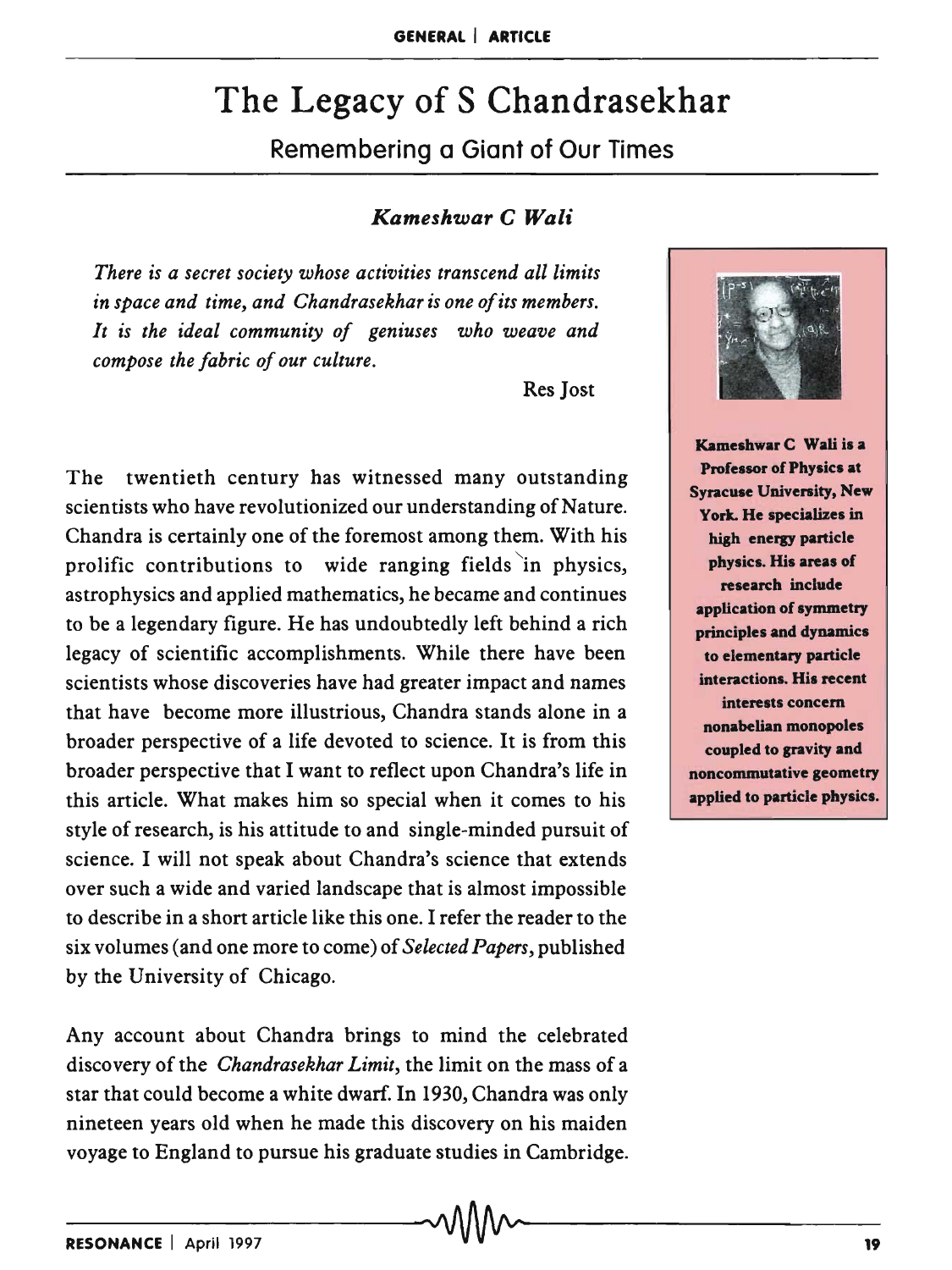# The Legacy of S Chandrasekhar

## Remembering a Giant of Our Times

### *Kameshwar C Wali*

*There is a secret society whose activities transcend all limits in space and time, and Chandrasekhar is one of its members. It is the ideal community of geniuses who weave and compose the fabric of our culture.*

Res Jost

**Kameshwar C Wali is a Professor of Physics at Syracuse University, New York. He specializes in high energy particle physics. His areas of research include application of symmetry principles and dynamics to elementary particle interactions. His recent interests concern nonabelian monopoles coupled to gravity and noncommutative geometry applied to particle physics.**

The twentieth century has witnessed many outstanding scientists who have revolutionized our understanding of Nature. Chandra is certainly one of the foremost among them. With his prolific contributions to wide ranging fields in physics, astrophysics and applied mathematics, he became and continues to be a legendary figure. He has undoubtedly left behind a rich legacy of scientific accomplishments. While there have been scientists whose discoveries have had greater impact and names that have become more illustrious, Chandra stands alone in a broader perspective of a life devoted to science. It is from this broader perspective that I want to reflect upon Chandra's life in this article. What makes him so special when it comes to his style of research, is his attitude to and single-minded pursuit of science. I will not speak about Chandra's science that extends over such a wide and varied landscape that is almost impossible to describe in a short article like this one. I refer the reader to the six volumes (and one more to come) of *Selected Papers*, published by the University of Chicago.

Any account about Chandra brings to mind the celebrated discovery of the *Chandrasekhar Limit*, the limit on the mass of a star that could become a white dwarf. In 1930, Chandra was only nineteen years old when he made this discovery on his maiden voyage to England to pursue his graduate studies in Cambridge.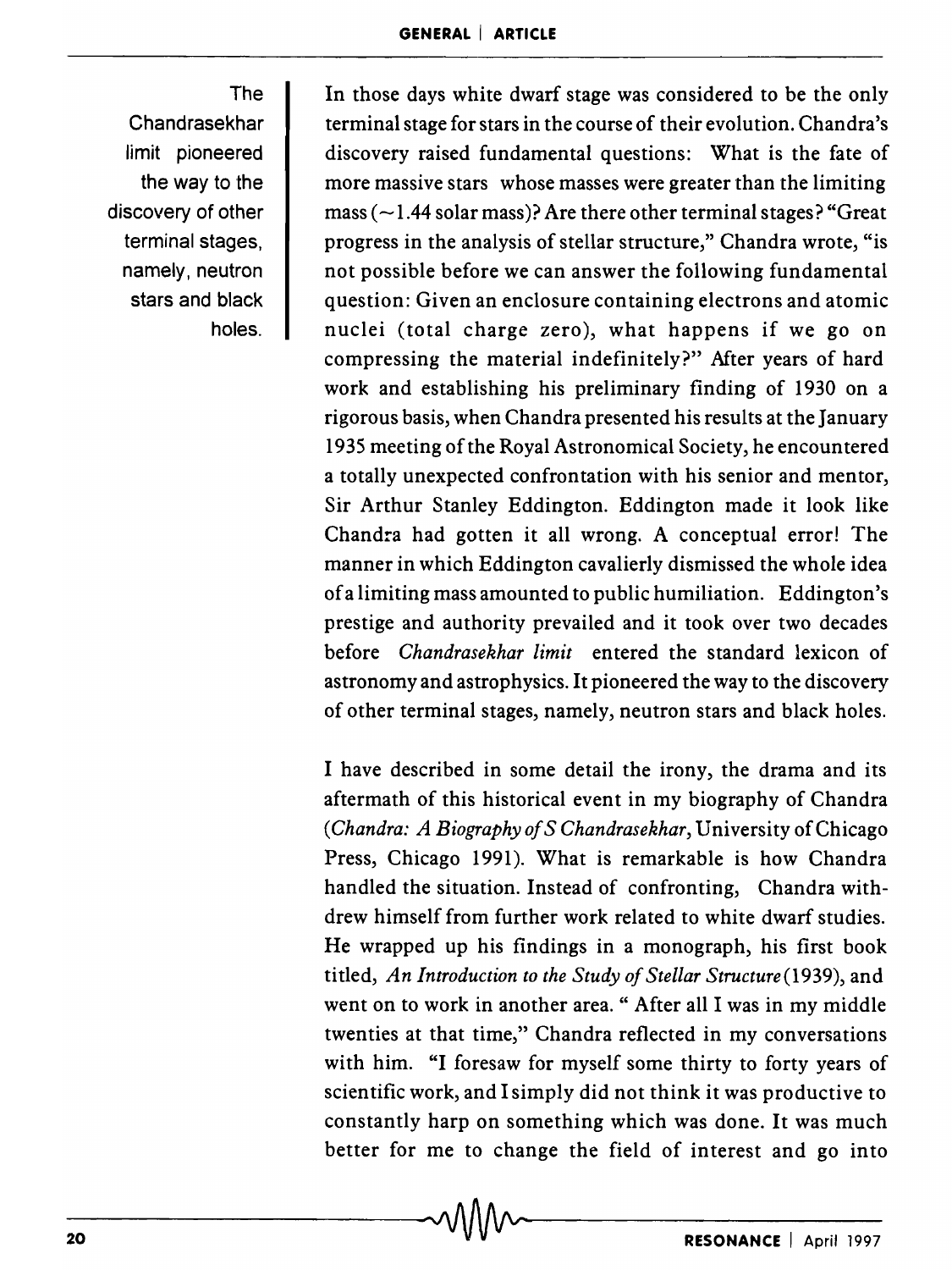The Chandrasekhar limit pioneered the way to the discovery of other terminal stages, namely, neutron stars and black holes.

In those days white dwarf stage was considered to be the only terminal stage for stars in the course of their evolution. Chandra's discovery raised fundamental questions: What is the fate of more massive stars whose masses were greater than the limiting mass ($\sim$1.44 solar mass)? Are there other terminal stages? "Great progress in the analysis of stellar structure," Chandra wrote, "is not possible before we can answer the following fundamental question: Given an enclosure containing electrons and atomic nuclei (total charge zero), what happens if we go on compressing the material indefinitely?" After years of hard work and establishing his preliminary finding of 1930 on a rigorous basis, when Chandra presented his results at the January 1935 meeting of the Royal Astronomical Society, he encountered a totally unexpected confrontation with his senior and mentor, Sir Arthur Stanley Eddington. Eddington made it look like Chandra had gotten it all wrong. A conceptual error! The manner in which Eddington cavalierly dismissed the whole idea of a limiting mass amounted to public humiliation. Eddington's prestige and authority prevailed and it took over two decades before *Chandrasekhar limit* entered the standard lexicon of astronomy and astrophysics. It pioneered the way to the discovery of other terminal stages, namely, neutron stars and black holes.

I have described in some detail the irony, the drama and its aftermath of this historical event in my biography of Chandra (*Chandra: A Biography of S Chandrasekhar*, University of Chicago Press, Chicago 1991). What is remarkable is how Chandra handled the situation. Instead of confronting, Chandra withdrew himself from further work related to white dwarf studies. He wrapped up his findings in a monograph, his first book titled, *An Introduction to the Study of Stellar Structure* (1939), and went on to work in another area. " After all I was in my middle twenties at that time," Chandra reflected in my conversations with him. "I foresaw for myself some thirty to forty years of scientific work, and I simply did not think it was productive to constantly harp on something which was done. It was much better for me to change the field of interest and go into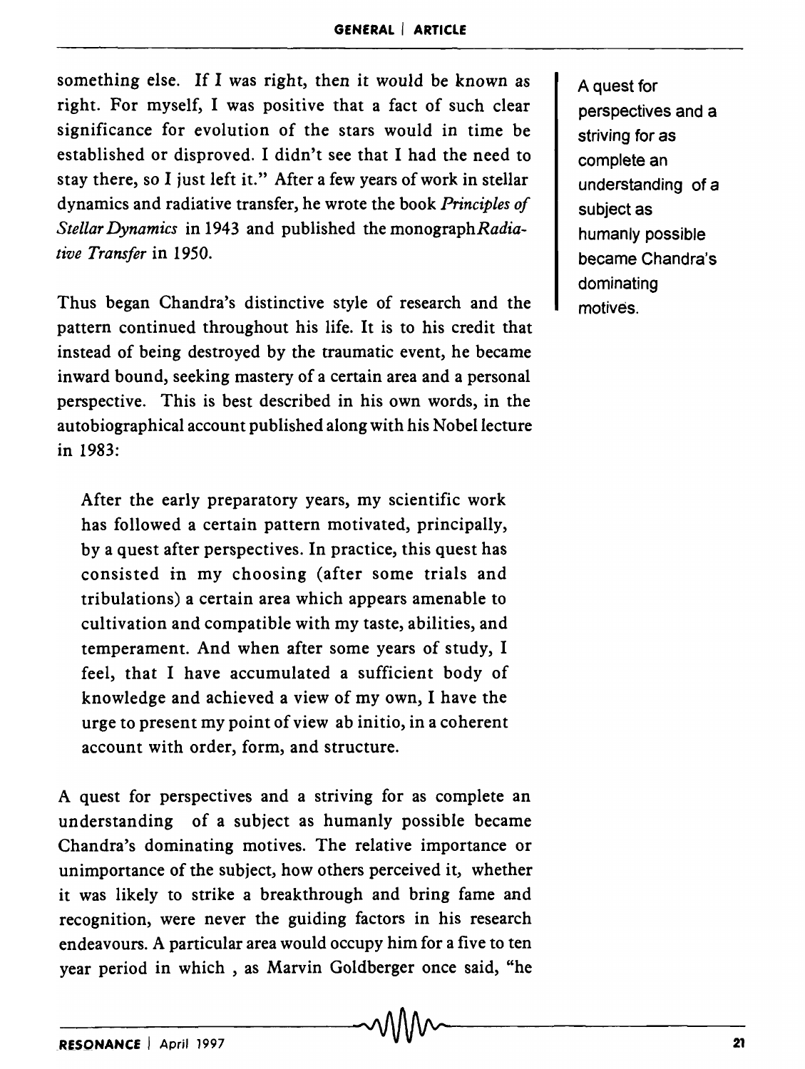something else. If I was right, then it would be known as right. For myself, I was positive that a fact of such clear significance for evolution of the stars would in time be established or disproved. I didn't see that I had the need to stay there, so I just left it." After a few years of work in stellar dynamics and radiative transfer, he wrote the book *Principles of Stellar Dynamics* in 1943 and published the monograph *Radiative Transfer* in 1950.

Thus began Chandra's distinctive style of research and the pattern continued throughout his life. It is to his credit that instead of being destroyed by the traumatic event, he became inward bound, seeking mastery of a certain area and a personal perspective. This is best described in his own words, in the autobiographical account published along with his Nobel lecture in 1983:

> After the early preparatory years, my scientific work has followed a certain pattern motivated, principally, by a quest after perspectives. In practice, this quest has consisted in my choosing (after some trials and tribulations) a certain area which appears amenable to cultivation and compatible with my taste, abilities, and temperament. And when after some years of study, I feel, that I have accumulated a sufficient body of knowledge and achieved a view of my own, I have the urge to present my point of view ab initio, in a coherent account with order, form, and structure.

A quest for perspectives and a striving for as complete an understanding of a subject as humanly possible became Chandra's dominating motives. The relative importance or unimportance of the subject, how others perceived it, whether it was likely to strike a breakthrough and bring fame and recognition, were never the guiding factors in his research endeavours. A particular area would occupy him for a five to ten year period in which , as Marvin Goldberger once said, "he

> A quest for perspectives and a striving for as complete an understanding of a subject as humanly possible became Chandra's dominating motives.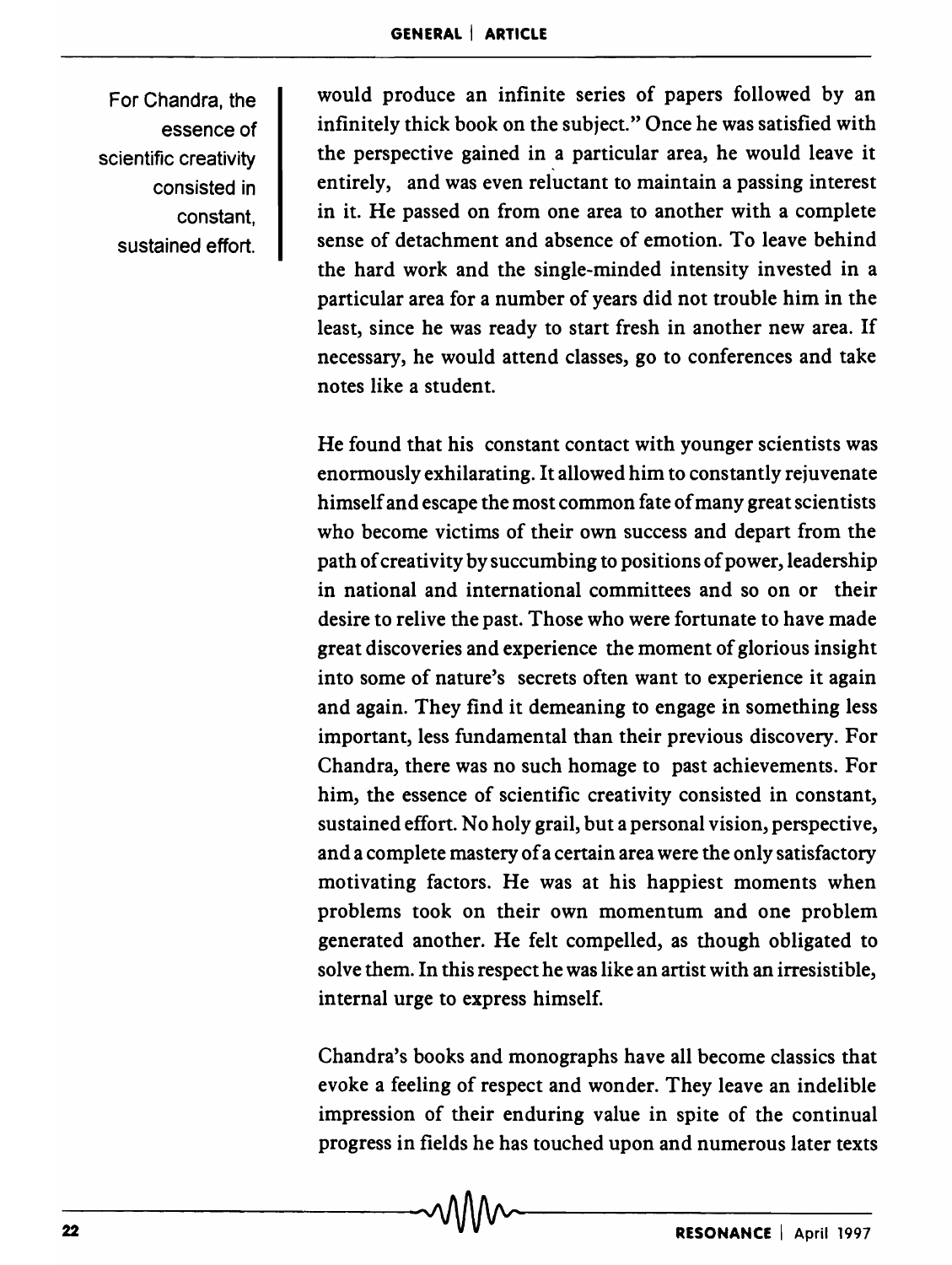would produce an infinite series of papers followed by an infinitely thick book on the subject." Once he was satisfied with the perspective gained in a particular area, he would leave it entirely, and was even reluctant to maintain a passing interest in it. He passed on from one area to another with a complete sense of detachment and absence of emotion. To leave behind the hard work and the single-minded intensity invested in a particular area for a number of years did not trouble him in the least, since he was ready to start fresh in another new area. If necessary, he would attend classes, go to conferences and take notes like a student.

For Chandra, the essence of scientific creativity consisted in constant, sustained effort.

He found that his constant contact with younger scientists was enormously exhilarating. It allowed him to constantly rejuvenate himself and escape the most common fate of many great scientists who become victims of their own success and depart from the path of creativity by succumbing to positions of power, leadership in national and international committees and so on or their desire to relive the past. Those who were fortunate to have made great discoveries and experience the moment of glorious insight into some of nature's secrets often want to experience it again and again. They find it demeaning to engage in something less important, less fundamental than their previous discovery. For Chandra, there was no such homage to past achievements. For him, the essence of scientific creativity consisted in constant, sustained effort. No holy grail, but a personal vision, perspective, and a complete mastery of a certain area were the only satisfactory motivating factors. He was at his happiest moments when problems took on their own momentum and one problem generated another. He felt compelled, as though obligated to solve them. In this respect he was like an artist with an irresistible, internal urge to express himself.

Chandra's books and monographs have all become classics that evoke a feeling of respect and wonder. They leave an indelible impression of their enduring value in spite of the continual progress in fields he has touched upon and numerous later texts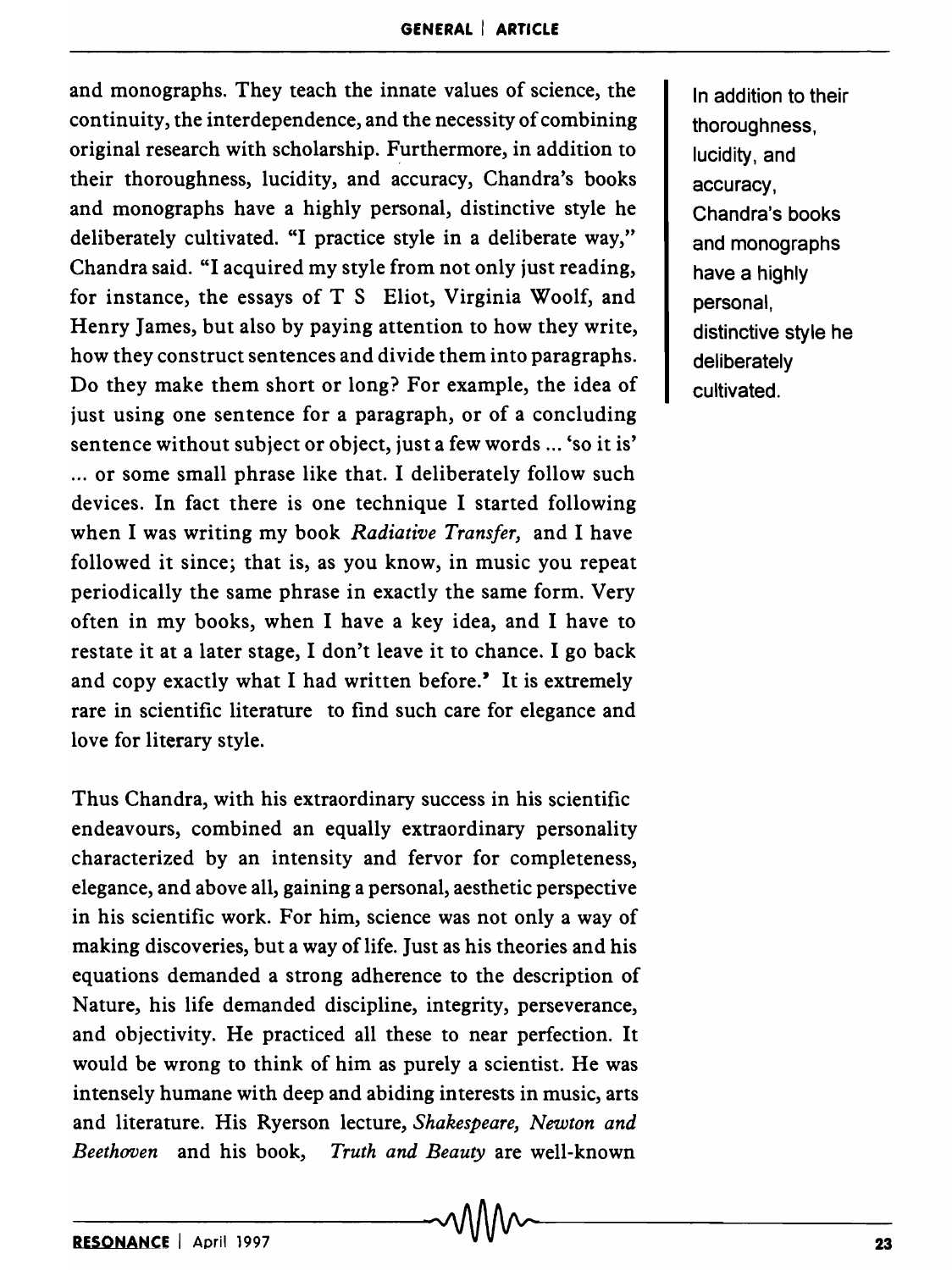and monographs. They teach the innate values of science, the continuity, the interdependence, and the necessity of combining original research with scholarship. Furthermore, in addition to their thoroughness, lucidity, and accuracy, Chandra's books and monographs have a highly personal, distinctive style he deliberately cultivated. "I practice style in a deliberate way," Chandra said. "I acquired my style from not only just reading, for instance, the essays of T S Eliot, Virginia Woolf, and Henry James, but also by paying attention to how they write, how they construct sentences and divide them into paragraphs. Do they make them short or long? For example, the idea of just using one sentence for a paragraph, or of a concluding sentence without subject or object, just a few words ... 'so it is' ... or some small phrase like that. I deliberately follow such devices. In fact there is one technique I started following when I was writing my book *Radiative Transfer,* and I have followed it since; that is, as you know, in music you repeat periodically the same phrase in exactly the same form. Very often in my books, when I have a key idea, and I have to restate it at a later stage, I don't leave it to chance. I go back and copy exactly what I had written before.' It is extremely rare in scientific literature to find such care for elegance and love for literary style.

> In addition to their thoroughness, lucidity, and accuracy, Chandra's books and monographs have a highly personal, distinctive style he deliberately cultivated.

Thus Chandra, with his extraordinary success in his scientific endeavours, combined an equally extraordinary personality characterized by an intensity and fervor for completeness, elegance, and above all, gaining a personal, aesthetic perspective in his scientific work. For him, science was not only a way of making discoveries, but a way of life. Just as his theories and his equations demanded a strong adherence to the description of Nature, his life demanded discipline, integrity, perseverance, and objectivity. He practiced all these to near perfection. It would be wrong to think of him as purely a scientist. He was intensely humane with deep and abiding interests in music, arts and literature. His Ryerson lecture, *Shakespeare, Newton and Beethoven* and his book, *Truth and Beauty* are well-known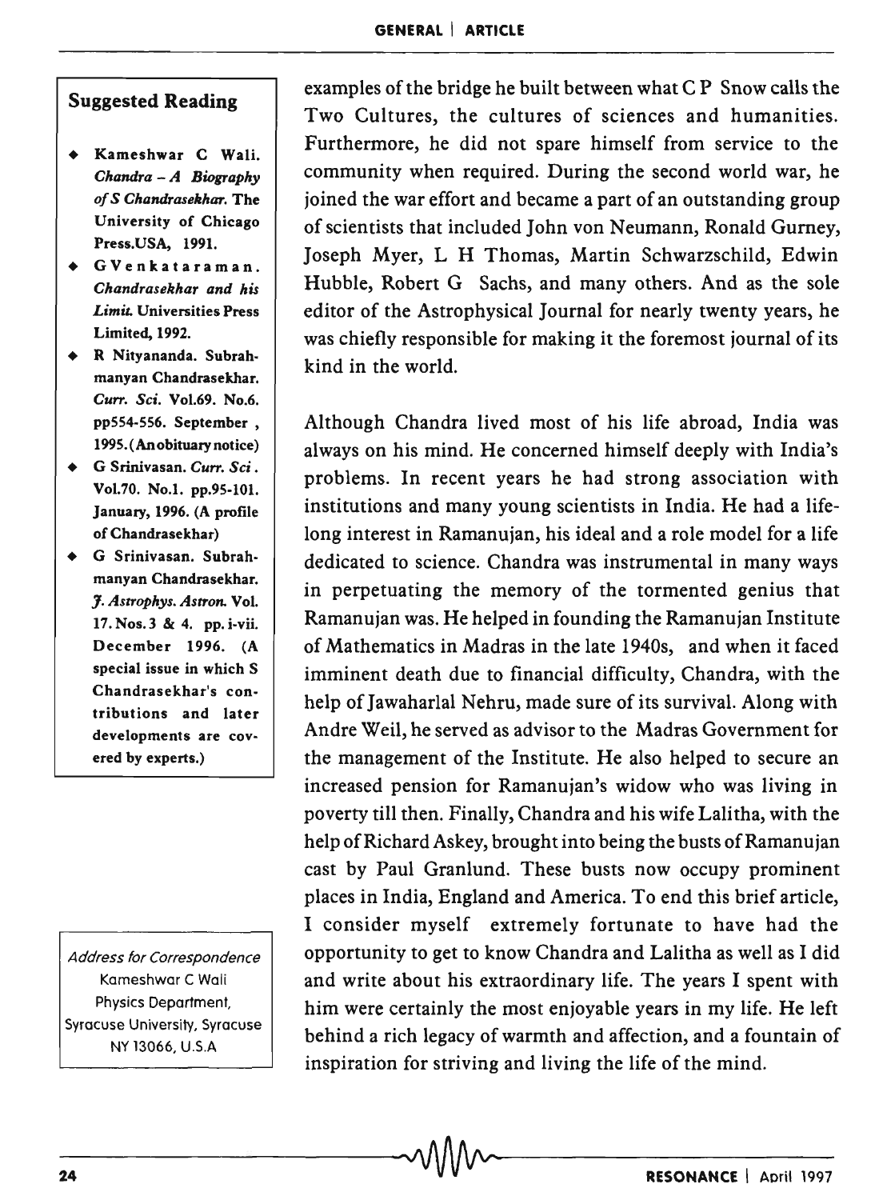examples of the bridge he built between what C P Snow calls the Two Cultures, the cultures of sciences and humanities. Furthermore, he did not spare himself from service to the community when required. During the second world war, he joined the war effort and became a part of an outstanding group of scientists that included John von Neumann, Ronald Gurney, Joseph Myer, L H Thomas, Martin Schwarzschild, Edwin Hubble, Robert G Sachs, and many others. And as the sole editor of the Astrophysical Journal for nearly twenty years, he was chiefly responsible for making it the foremost journal of its kind in the world.

Although Chandra lived most of his life abroad, India was always on his mind. He concerned himself deeply with India's problems. In recent years he had strong association with institutions and many young scientists in India. He had a life-long interest in Ramanujan, his ideal and a role model for a life dedicated to science. Chandra was instrumental in many ways in perpetuating the memory of the tormented genius that Ramanujan was. He helped in founding the Ramanujan Institute of Mathematics in Madras in the late 1940s, and when it faced imminent death due to financial difficulty, Chandra, with the help of Jawaharlal Nehru, made sure of its survival. Along with Andre Weil, he served as advisor to the Madras Government for the management of the Institute. He also helped to secure an increased pension for Ramanujan's widow who was living in poverty till then. Finally, Chandra and his wife Lalitha, with the help of Richard Askey, brought into being the busts of Ramanujan cast by Paul Granlund. These busts now occupy prominent places in India, England and America. To end this brief article, I consider myself extremely fortunate to have had the opportunity to get to know Chandra and Lalitha as well as I did and write about his extraordinary life. The years I spent with him were certainly the most enjoyable years in my life. He left behind a rich legacy of warmth and affection, and a fountain of inspiration for striving and living the life of the mind.

## Suggested Reading

- Kameshwar C Wali. *Chandra – A Biography of S Chandrasekhar.* The University of Chicago Press.USA, 1991.
- G Venkataraman. *Chandrasekhar and his Limit.* Universities Press Limited, 1992.
- R Nityananda. Subrahmanyan Chandrasekhar. *Curr. Sci.* Vol.69. No.6. pp554-556. September, 1995. (An obituary notice)
- G Srinivasan. *Curr. Sci.* Vol.70. No.1. pp.95-101. January, 1996. (A profile of Chandrasekhar)
- G Srinivasan. Subrahmanyan Chandrasekhar. *J. Astrophys. Astron.* Vol. 17. Nos. 3 & 4. pp. i-vii. December 1996. (A special issue in which S Chandrasekhar's contributions and later developments are covered by experts.)

*Address for Correspondence*
Kameshwar C Wali
Physics Department,
Syracuse University, Syracuse
NY 13066, U.S.A